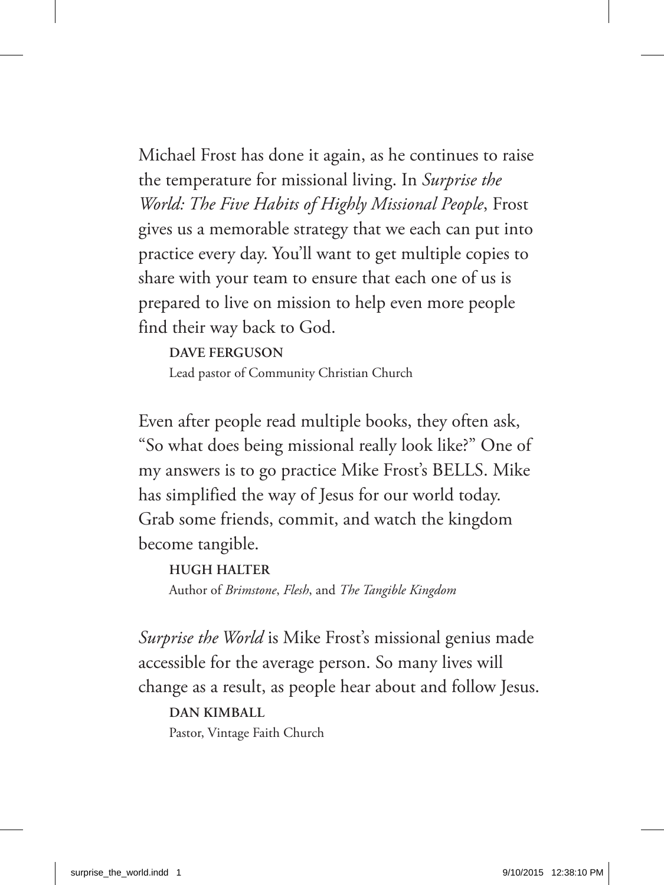Michael Frost has done it again, as he continues to raise the temperature for missional living. In *Surprise the World: The Five Habits of Highly Missional People*, Frost gives us a memorable strategy that we each can put into practice every day. You'll want to get multiple copies to share with your team to ensure that each one of us is prepared to live on mission to help even more people find their way back to God.

**DAVE FERGUSON**
Lead pastor of Community Christian Church

Even after people read multiple books, they often ask, "So what does being missional really look like?" One of my answers is to go practice Mike Frost's BELLS. Mike has simplified the way of Jesus for our world today. Grab some friends, commit, and watch the kingdom become tangible.

**HUGH HALTER**
Author of *Brimstone*, *Flesh*, and *The Tangible Kingdom*

*Surprise the World* is Mike Frost's missional genius made accessible for the average person. So many lives will change as a result, as people hear about and follow Jesus.

**DAN KIMBALL**
Pastor, Vintage Faith Church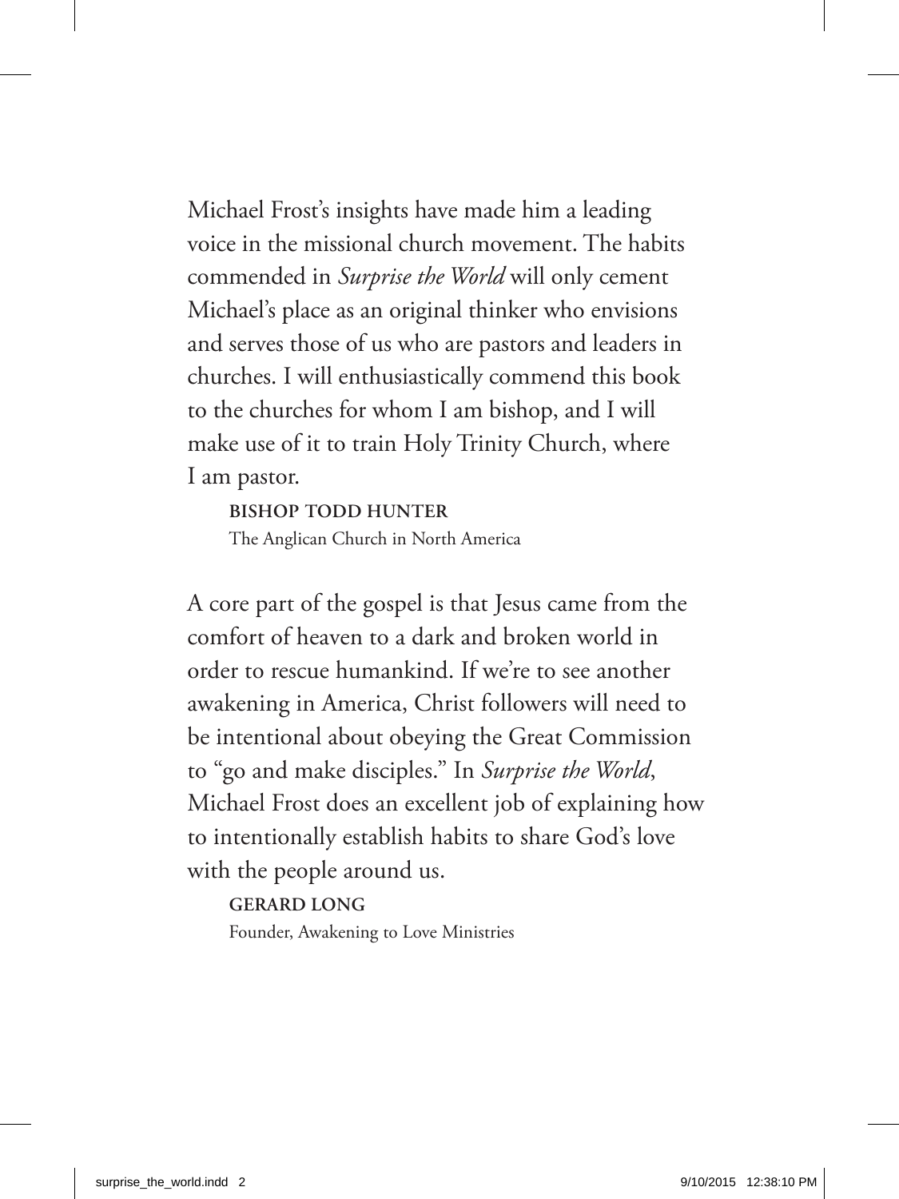Michael Frost's insights have made him a leading voice in the missional church movement. The habits commended in *Surprise the World* will only cement Michael's place as an original thinker who envisions and serves those of us who are pastors and leaders in churches. I will enthusiastically commend this book to the churches for whom I am bishop, and I will make use of it to train Holy Trinity Church, where I am pastor.

**BISHOP TODD HUNTER**
The Anglican Church in North America

A core part of the gospel is that Jesus came from the comfort of heaven to a dark and broken world in order to rescue humankind. If we're to see another awakening in America, Christ followers will need to be intentional about obeying the Great Commission to "go and make disciples." In *Surprise the World*, Michael Frost does an excellent job of explaining how to intentionally establish habits to share God's love with the people around us.

**GERARD LONG**
Founder, Awakening to Love Ministries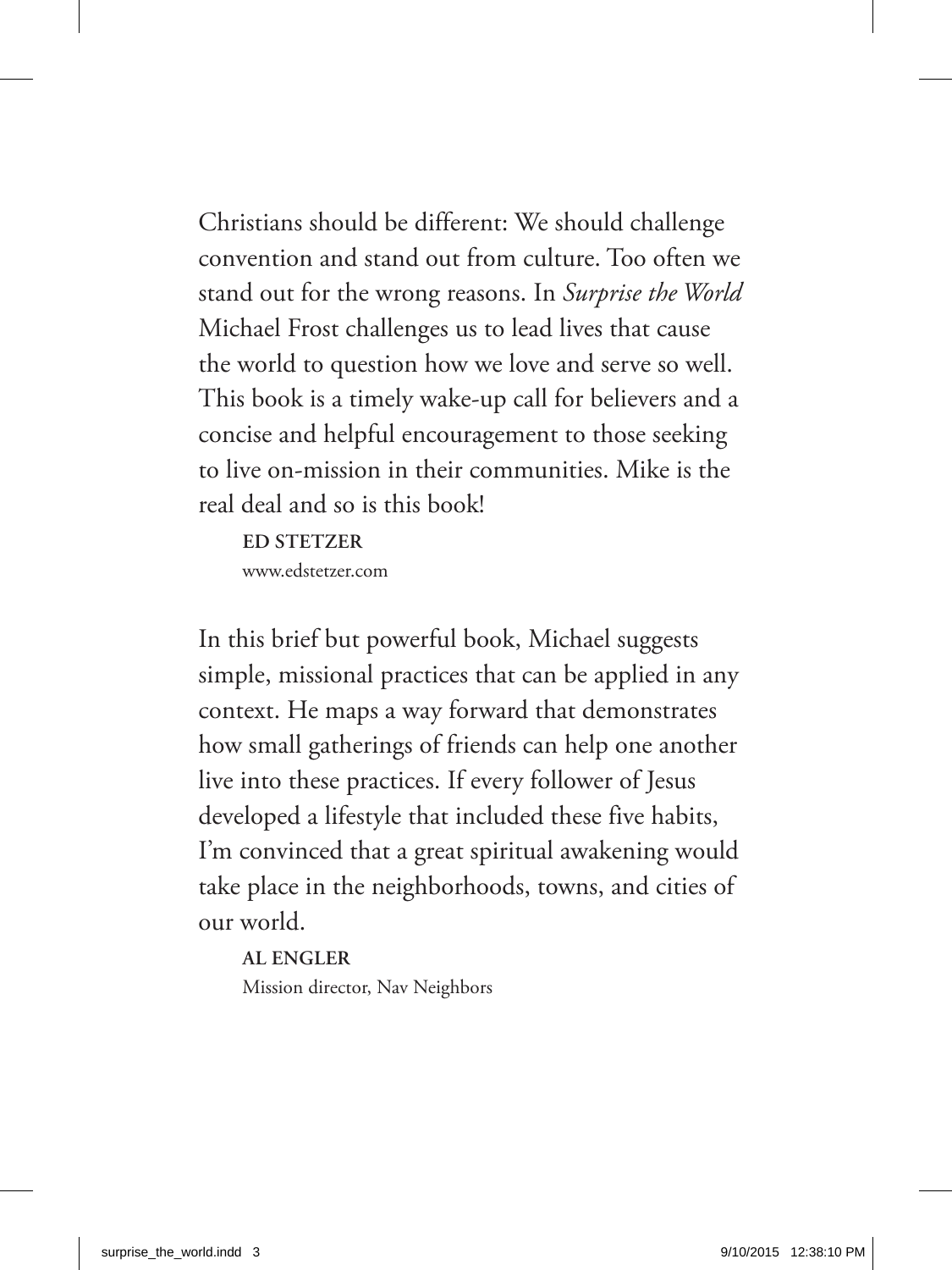Christians should be different: We should challenge convention and stand out from culture. Too often we stand out for the wrong reasons. In *Surprise the World* Michael Frost challenges us to lead lives that cause the world to question how we love and serve so well. This book is a timely wake-up call for believers and a concise and helpful encouragement to those seeking to live on-mission in their communities. Mike is the real deal and so is this book!

**ED STETZER**
www.edstetzer.com

In this brief but powerful book, Michael suggests simple, missional practices that can be applied in any context. He maps a way forward that demonstrates how small gatherings of friends can help one another live into these practices. If every follower of Jesus developed a lifestyle that included these five habits, I'm convinced that a great spiritual awakening would take place in the neighborhoods, towns, and cities of our world.

**AL ENGLER**
Mission director, Nav Neighbors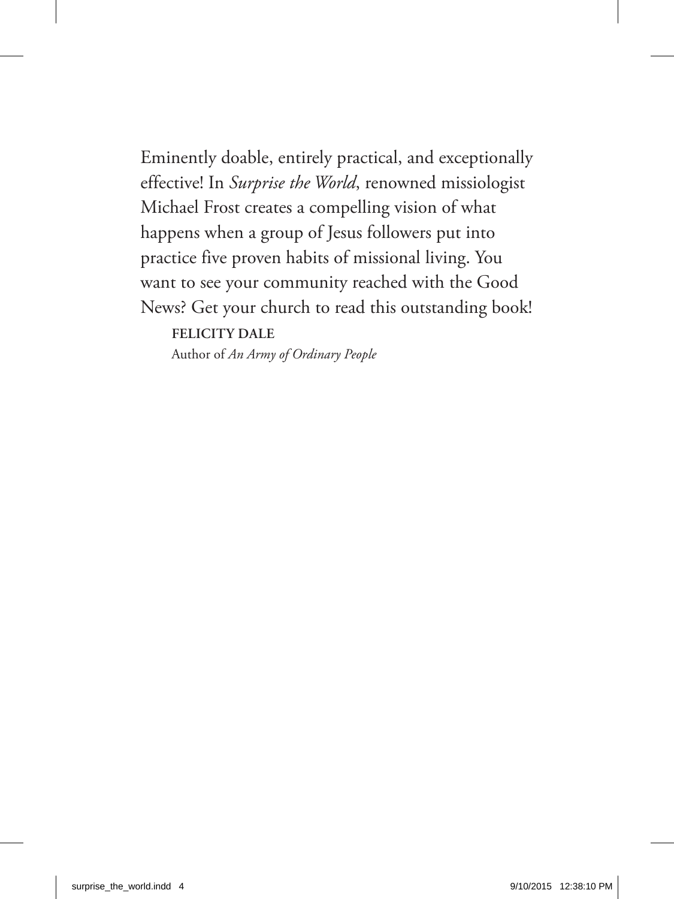Eminently doable, entirely practical, and exceptionally effective! In *Surprise the World*, renowned missiologist Michael Frost creates a compelling vision of what happens when a group of Jesus followers put into practice five proven habits of missional living. You want to see your community reached with the Good News? Get your church to read this outstanding book!

**FELICITY DALE**
Author of *An Army of Ordinary People*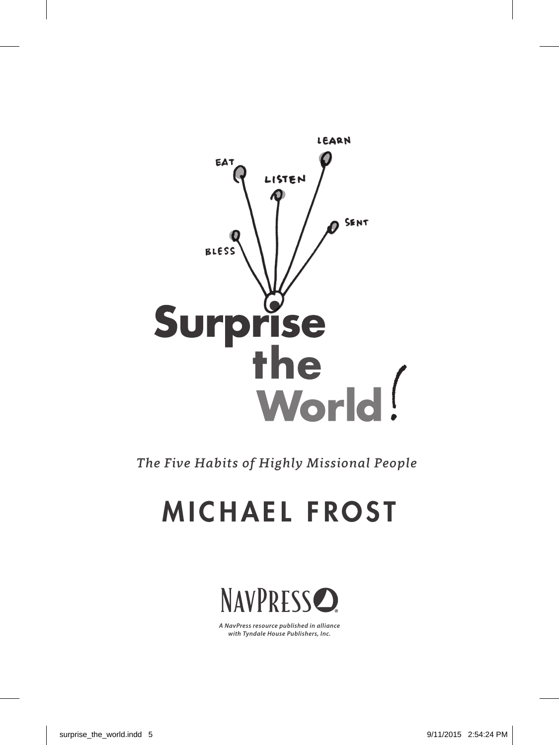EAT

LISTEN

LEARN

SENT

BLESS

# Surprise the World!

*The Five Habits of Highly Missional People*

## MICHAEL FROST

NAVPRESS

*A NavPress resource published in alliance with Tyndale House Publishers, Inc.*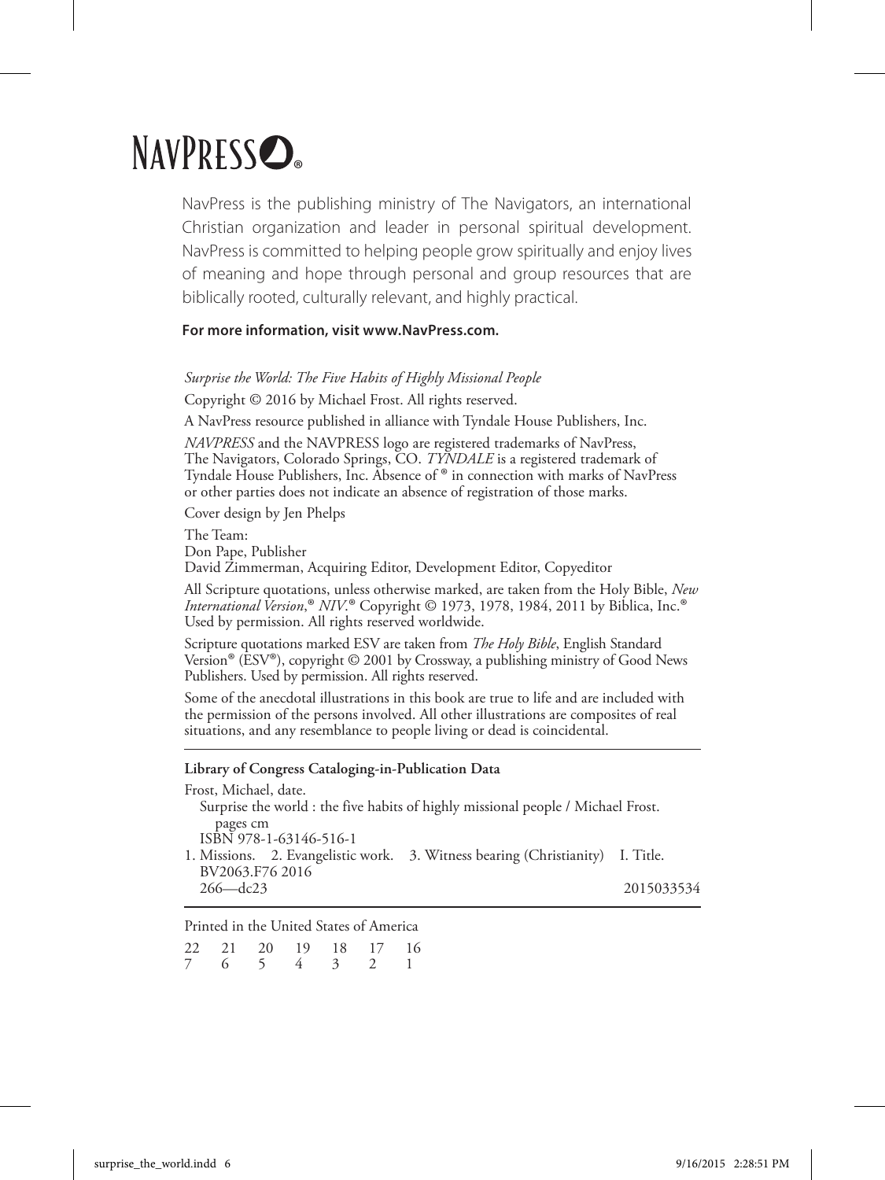# NAVPRESS®

NavPress is the publishing ministry of The Navigators, an international Christian organization and leader in personal spiritual development. NavPress is committed to helping people grow spiritually and enjoy lives of meaning and hope through personal and group resources that are biblically rooted, culturally relevant, and highly practical.

**For more information, visit www.NavPress.com.**

*Surprise the World: The Five Habits of Highly Missional People*

Copyright © 2016 by Michael Frost. All rights reserved.

A NavPress resource published in alliance with Tyndale House Publishers, Inc.

*NAVPRESS* and the NAVPRESS logo are registered trademarks of NavPress, The Navigators, Colorado Springs, CO. *TYNDALE* is a registered trademark of Tyndale House Publishers, Inc. Absence of ® in connection with marks of NavPress or other parties does not indicate an absence of registration of those marks.

Cover design by Jen Phelps

The Team:
Don Pape, Publisher
David Zimmerman, Acquiring Editor, Development Editor, Copyeditor

All Scripture quotations, unless otherwise marked, are taken from the Holy Bible, *New International Version*,® *NIV*.® Copyright © 1973, 1978, 1984, 2011 by Biblica, Inc.® Used by permission. All rights reserved worldwide.

Scripture quotations marked ESV are taken from *The Holy Bible*, English Standard Version® (ESV®), copyright © 2001 by Crossway, a publishing ministry of Good News Publishers. Used by permission. All rights reserved.

Some of the anecdotal illustrations in this book are true to life and are included with the permission of the persons involved. All other illustrations are composites of real situations, and any resemblance to people living or dead is coincidental.

**Library of Congress Cataloging-in-Publication Data**

Frost, Michael, date.
Surprise the world : the five habits of highly missional people / Michael Frost.
pages cm
ISBN 978-1-63146-516-1
1. Missions. 2. Evangelistic work. 3. Witness bearing (Christianity) I. Title.
BV2063.F76 2016
266—dc23 2015033534

Printed in the United States of America

22 21 20 19 18 17 16
7 6 5 4 3 2 1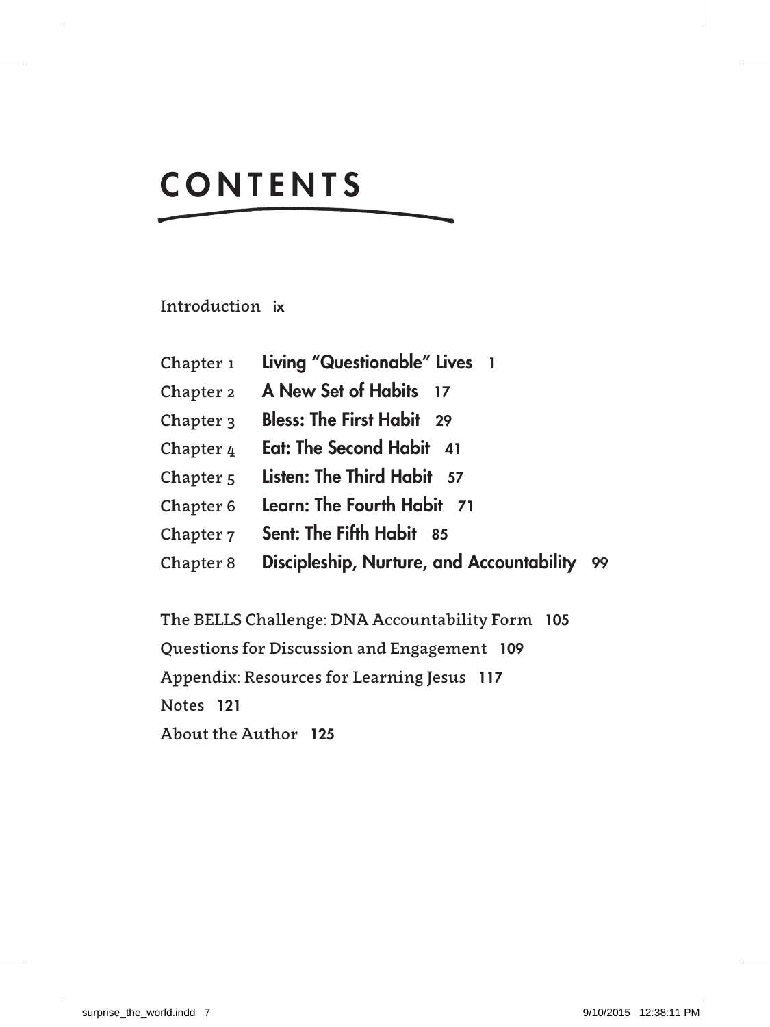# CONTENTS

Introduction **ix**

Chapter 1 **Living "Questionable" Lives 1**

Chapter 2 **A New Set of Habits 17**

Chapter 3 **Bless: The First Habit 29**

Chapter 4 **Eat: The Second Habit 41**

Chapter 5 **Listen: The Third Habit 57**

Chapter 6 **Learn: The Fourth Habit 71**

Chapter 7 **Sent: The Fifth Habit 85**

Chapter 8 **Discipleship, Nurture, and Accountability 99**

The BELLS Challenge: DNA Accountability Form **105**

Questions for Discussion and Engagement **109**

Appendix: Resources for Learning Jesus **117**

Notes **121**

About the Author **125**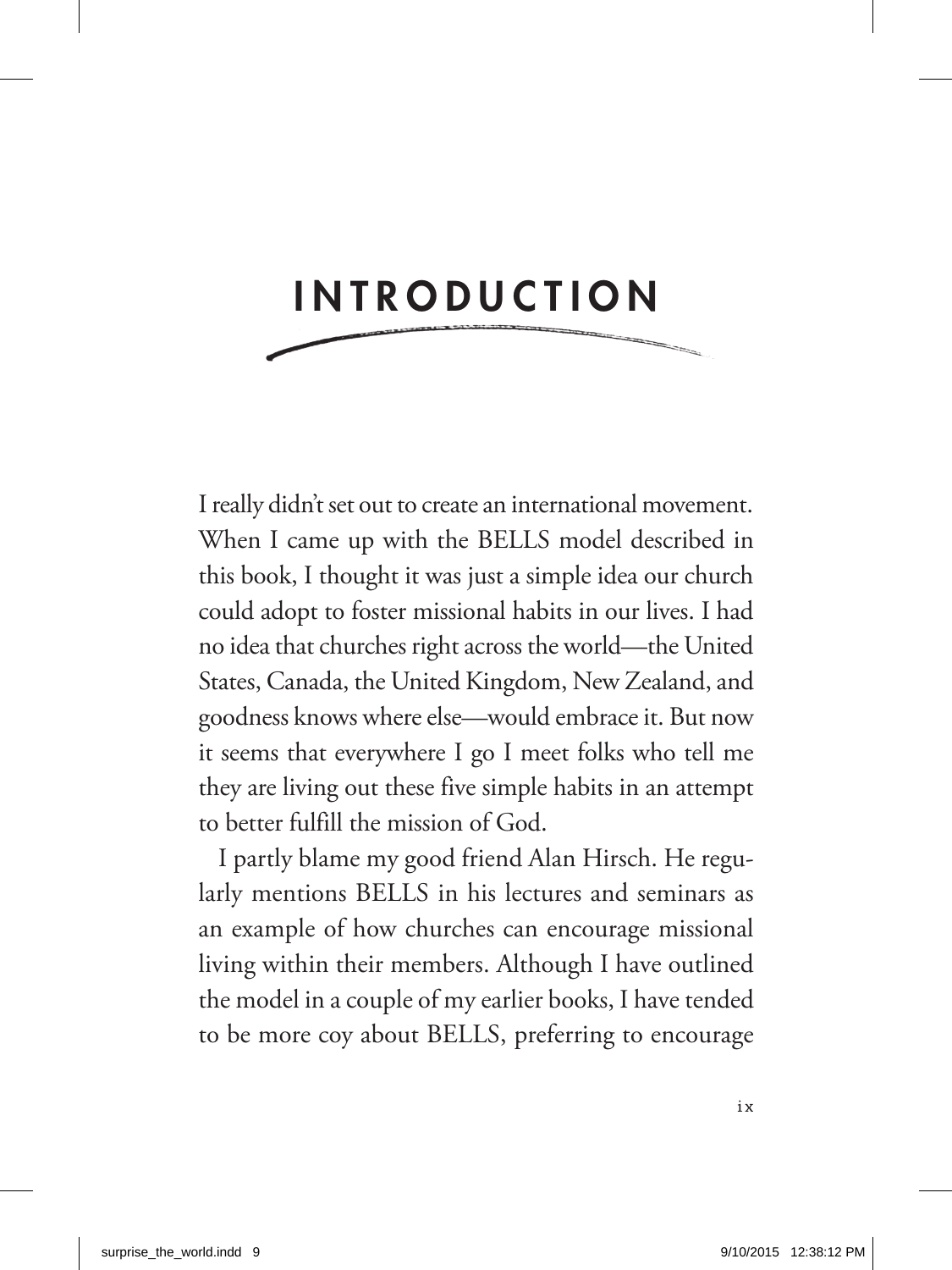# INTRODUCTION

I really didn't set out to create an international movement. When I came up with the BELLS model described in this book, I thought it was just a simple idea our church could adopt to foster missional habits in our lives. I had no idea that churches right across the world—the United States, Canada, the United Kingdom, New Zealand, and goodness knows where else—would embrace it. But now it seems that everywhere I go I meet folks who tell me they are living out these five simple habits in an attempt to better fulfill the mission of God.

I partly blame my good friend Alan Hirsch. He regularly mentions BELLS in his lectures and seminars as an example of how churches can encourage missional living within their members. Although I have outlined the model in a couple of my earlier books, I have tended to be more coy about BELLS, preferring to encourage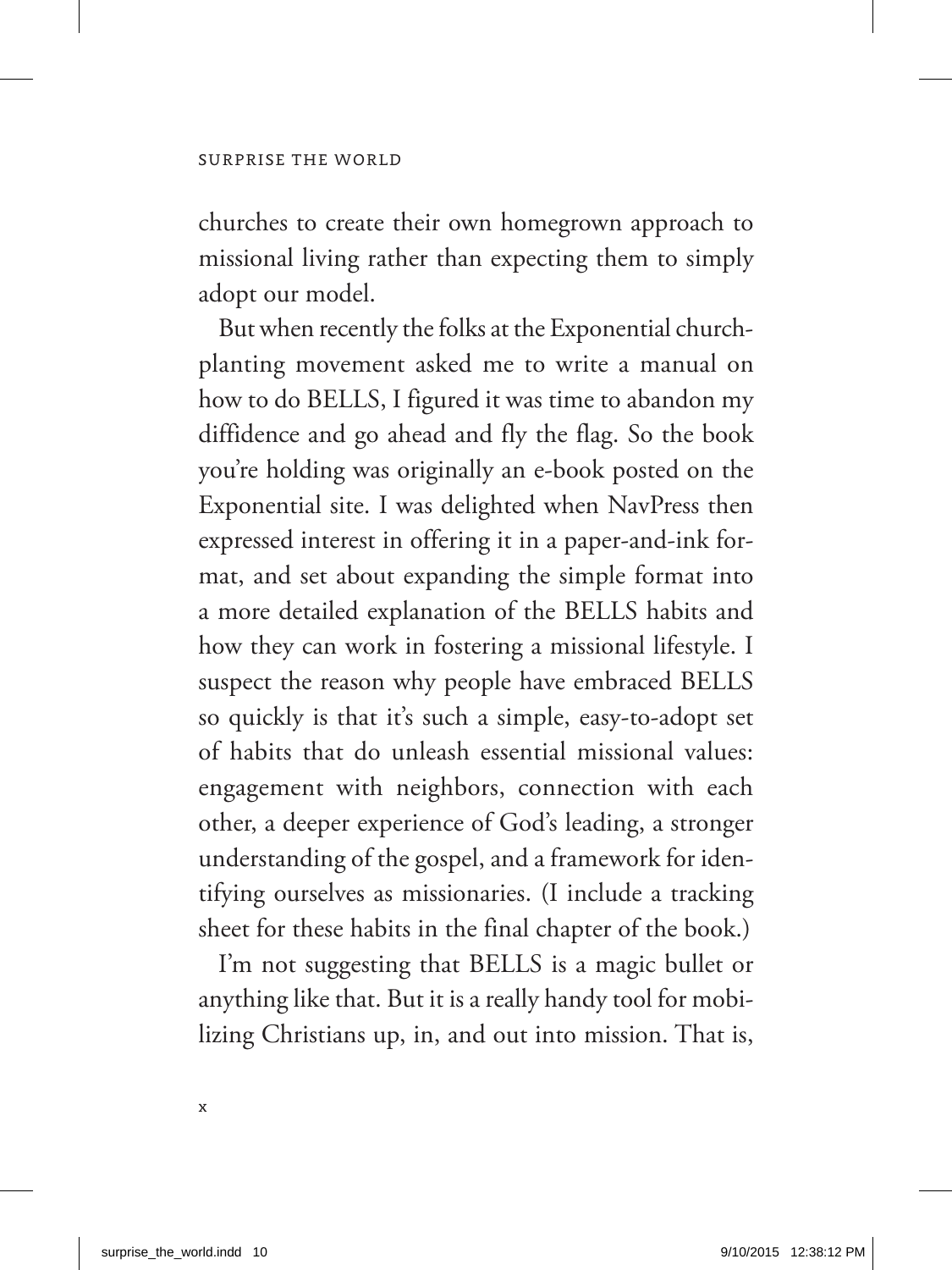churches to create their own homegrown approach to missional living rather than expecting them to simply adopt our model.

But when recently the folks at the Exponential church-planting movement asked me to write a manual on how to do BELLS, I figured it was time to abandon my diffidence and go ahead and fly the flag. So the book you're holding was originally an e-book posted on the Exponential site. I was delighted when NavPress then expressed interest in offering it in a paper-and-ink format, and set about expanding the simple format into a more detailed explanation of the BELLS habits and how they can work in fostering a missional lifestyle. I suspect the reason why people have embraced BELLS so quickly is that it's such a simple, easy-to-adopt set of habits that do unleash essential missional values: engagement with neighbors, connection with each other, a deeper experience of God's leading, a stronger understanding of the gospel, and a framework for identifying ourselves as missionaries. (I include a tracking sheet for these habits in the final chapter of the book.)

I'm not suggesting that BELLS is a magic bullet or anything like that. But it is a really handy tool for mobilizing Christians up, in, and out into mission. That is,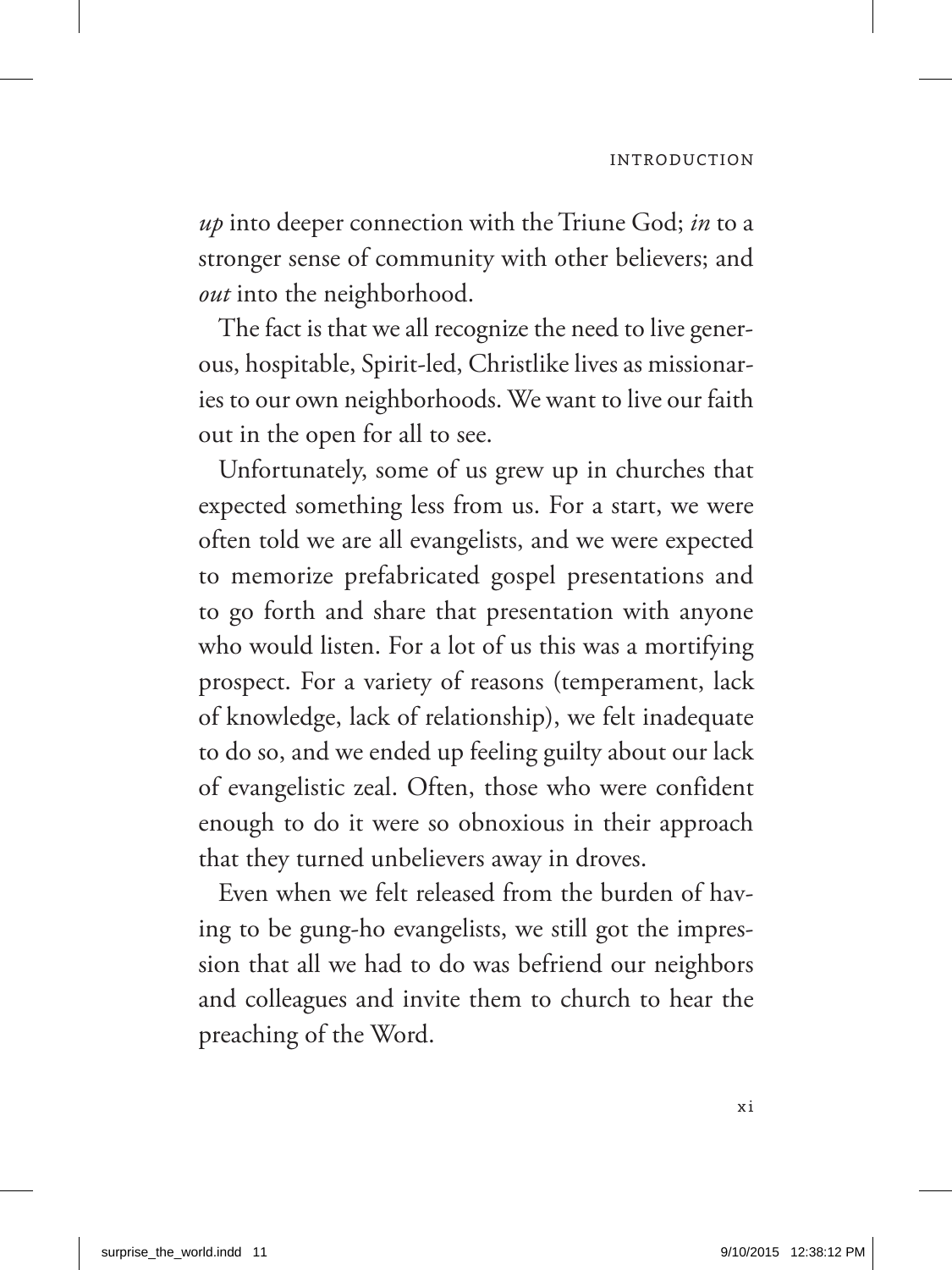*up* into deeper connection with the Triune God; *in* to a stronger sense of community with other believers; and *out* into the neighborhood.

The fact is that we all recognize the need to live generous, hospitable, Spirit-led, Christlike lives as missionaries to our own neighborhoods. We want to live our faith out in the open for all to see.

Unfortunately, some of us grew up in churches that expected something less from us. For a start, we were often told we are all evangelists, and we were expected to memorize prefabricated gospel presentations and to go forth and share that presentation with anyone who would listen. For a lot of us this was a mortifying prospect. For a variety of reasons (temperament, lack of knowledge, lack of relationship), we felt inadequate to do so, and we ended up feeling guilty about our lack of evangelistic zeal. Often, those who were confident enough to do it were so obnoxious in their approach that they turned unbelievers away in droves.

Even when we felt released from the burden of having to be gung-ho evangelists, we still got the impression that all we had to do was befriend our neighbors and colleagues and invite them to church to hear the preaching of the Word.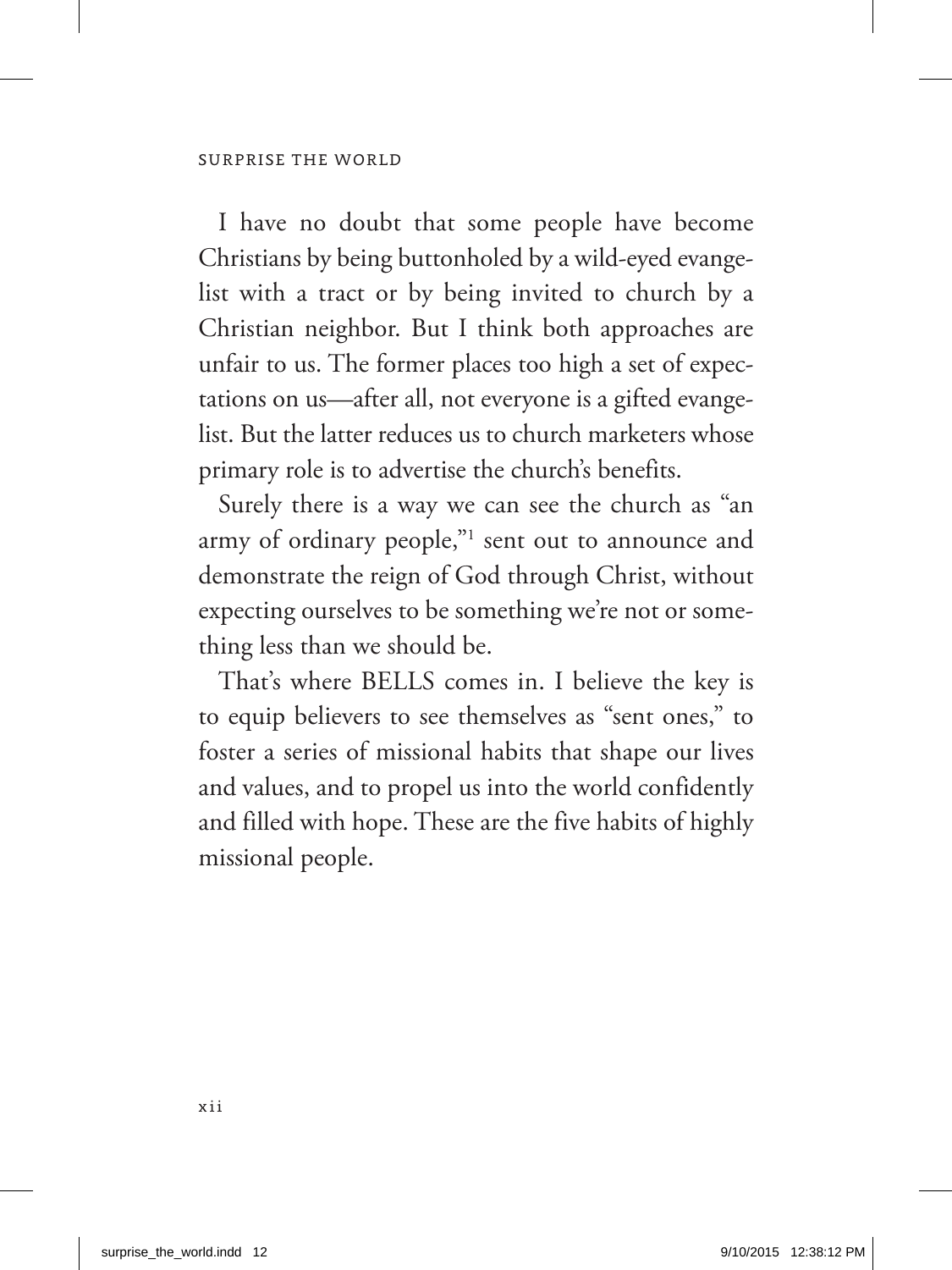I have no doubt that some people have become Christians by being buttonholed by a wild-eyed evangelist with a tract or by being invited to church by a Christian neighbor. But I think both approaches are unfair to us. The former places too high a set of expectations on us—after all, not everyone is a gifted evangelist. But the latter reduces us to church marketers whose primary role is to advertise the church's benefits.

Surely there is a way we can see the church as "an army of ordinary people,"[1] sent out to announce and demonstrate the reign of God through Christ, without expecting ourselves to be something we're not or something less than we should be.

That's where BELLS comes in. I believe the key is to equip believers to see themselves as "sent ones," to foster a series of missional habits that shape our lives and values, and to propel us into the world confidently and filled with hope. These are the five habits of highly missional people.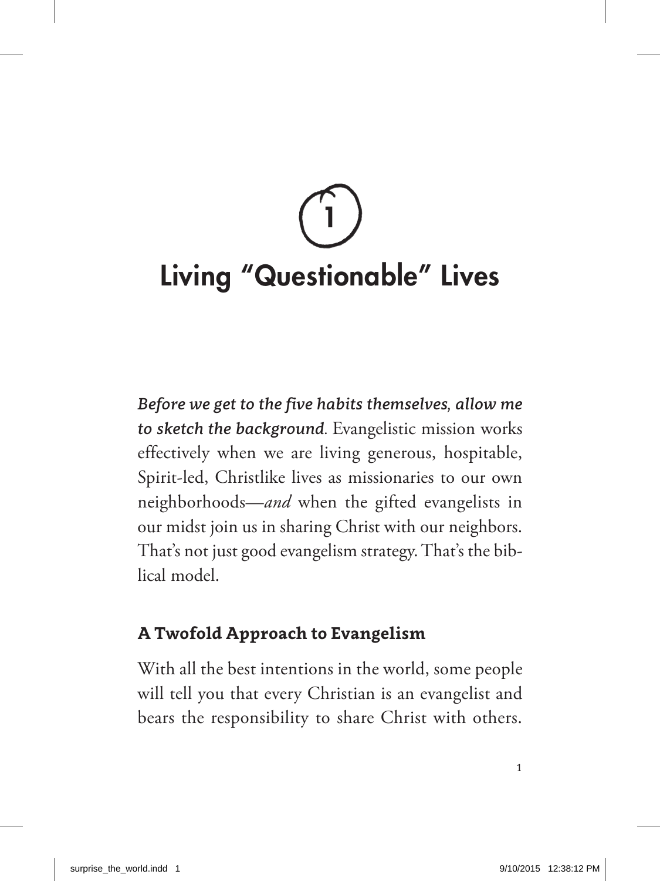# 1

# Living "Questionable" Lives

***Before we get to the five habits themselves, allow me to sketch the background***. Evangelistic mission works effectively when we are living generous, hospitable, Spirit-led, Christlike lives as missionaries to our own neighborhoods—*and* when the gifted evangelists in our midst join us in sharing Christ with our neighbors. That's not just good evangelism strategy. That's the biblical model.

## A Twofold Approach to Evangelism

With all the best intentions in the world, some people will tell you that every Christian is an evangelist and bears the responsibility to share Christ with others.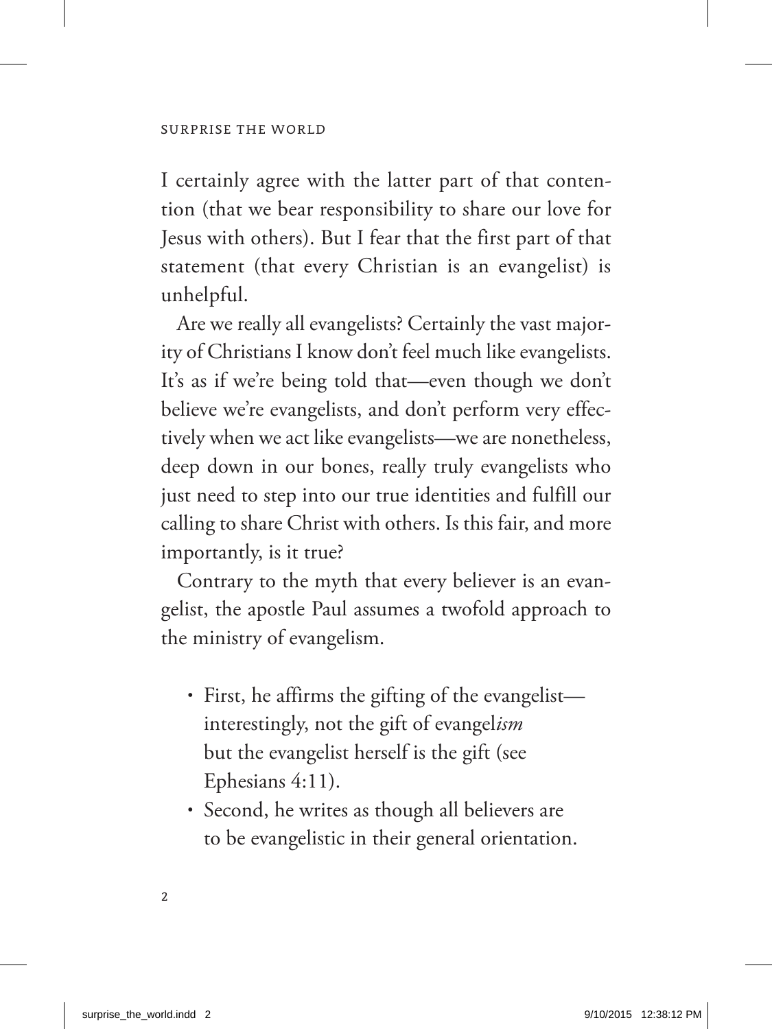I certainly agree with the latter part of that contention (that we bear responsibility to share our love for Jesus with others). But I fear that the first part of that statement (that every Christian is an evangelist) is unhelpful.

Are we really all evangelists? Certainly the vast majority of Christians I know don't feel much like evangelists. It's as if we're being told that—even though we don't believe we're evangelists, and don't perform very effectively when we act like evangelists—we are nonetheless, deep down in our bones, really truly evangelists who just need to step into our true identities and fulfill our calling to share Christ with others. Is this fair, and more importantly, is it true?

Contrary to the myth that every believer is an evangelist, the apostle Paul assumes a twofold approach to the ministry of evangelism.

- First, he affirms the gifting of the evangelist—interestingly, not the gift of evangel*ism* but the evangelist herself is the gift (see Ephesians 4:11).
- Second, he writes as though all believers are to be evangelistic in their general orientation.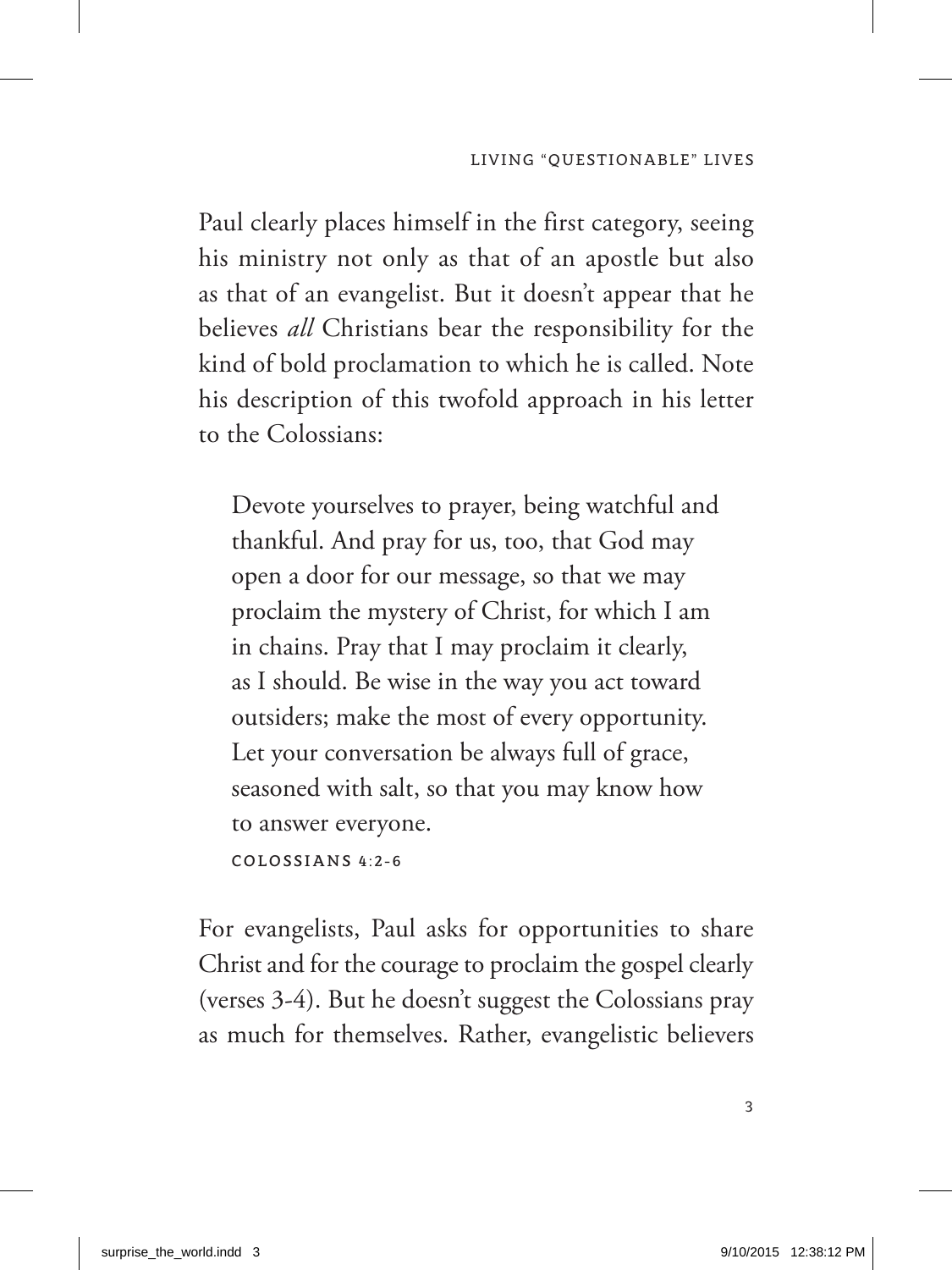Paul clearly places himself in the first category, seeing his ministry not only as that of an apostle but also as that of an evangelist. But it doesn't appear that he believes *all* Christians bear the responsibility for the kind of bold proclamation to which he is called. Note his description of this twofold approach in his letter to the Colossians:

> Devote yourselves to prayer, being watchful and thankful. And pray for us, too, that God may open a door for our message, so that we may proclaim the mystery of Christ, for which I am in chains. Pray that I may proclaim it clearly, as I should. Be wise in the way you act toward outsiders; make the most of every opportunity. Let your conversation be always full of grace, seasoned with salt, so that you may know how to answer everyone.
>
> COLOSSIANS 4:2-6

For evangelists, Paul asks for opportunities to share Christ and for the courage to proclaim the gospel clearly (verses 3-4). But he doesn't suggest the Colossians pray as much for themselves. Rather, evangelistic believers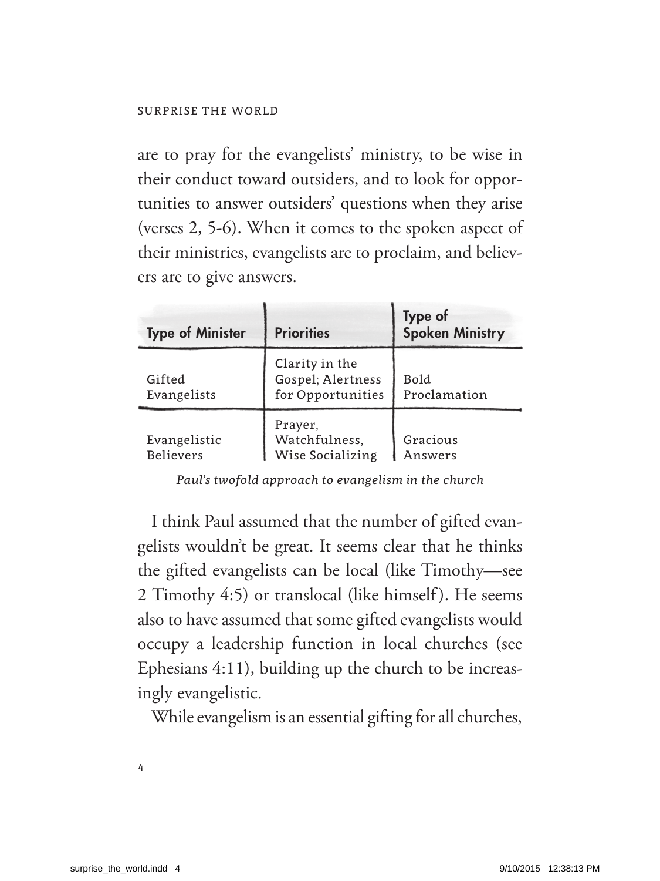are to pray for the evangelists' ministry, to be wise in their conduct toward outsiders, and to look for opportunities to answer outsiders' questions when they arise (verses 2, 5-6). When it comes to the spoken aspect of their ministries, evangelists are to proclaim, and believers are to give answers.

| Type of Minister | Priorities | Type of Spoken Ministry |
|---|---|---|
| Gifted Evangelists | Clarity in the Gospel; Alertness for Opportunities | Bold Proclamation |
| Evangelistic Believers | Prayer, Watchfulness, Wise Socializing | Gracious Answers |

*Paul's twofold approach to evangelism in the church*

I think Paul assumed that the number of gifted evangelists wouldn't be great. It seems clear that he thinks the gifted evangelists can be local (like Timothy—see 2 Timothy 4:5) or translocal (like himself). He seems also to have assumed that some gifted evangelists would occupy a leadership function in local churches (see Ephesians 4:11), building up the church to be increasingly evangelistic.

While evangelism is an essential gifting for all churches,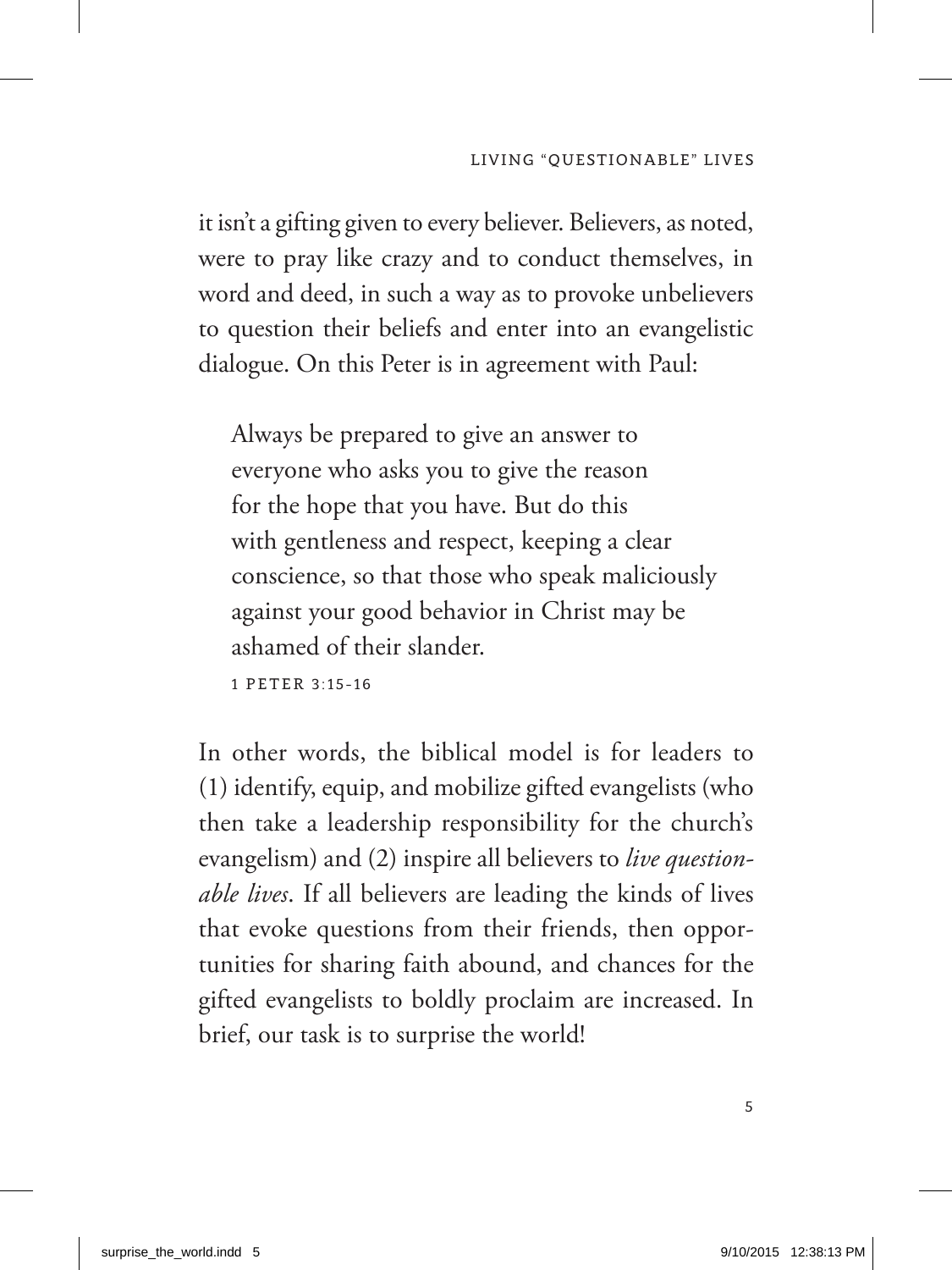it isn't a gifting given to every believer. Believers, as noted, were to pray like crazy and to conduct themselves, in word and deed, in such a way as to provoke unbelievers to question their beliefs and enter into an evangelistic dialogue. On this Peter is in agreement with Paul:

> Always be prepared to give an answer to everyone who asks you to give the reason for the hope that you have. But do this with gentleness and respect, keeping a clear conscience, so that those who speak maliciously against your good behavior in Christ may be ashamed of their slander.
>
> 1 PETER 3:15-16

In other words, the biblical model is for leaders to (1) identify, equip, and mobilize gifted evangelists (who then take a leadership responsibility for the church's evangelism) and (2) inspire all believers to *live questionable lives*. If all believers are leading the kinds of lives that evoke questions from their friends, then opportunities for sharing faith abound, and chances for the gifted evangelists to boldly proclaim are increased. In brief, our task is to surprise the world!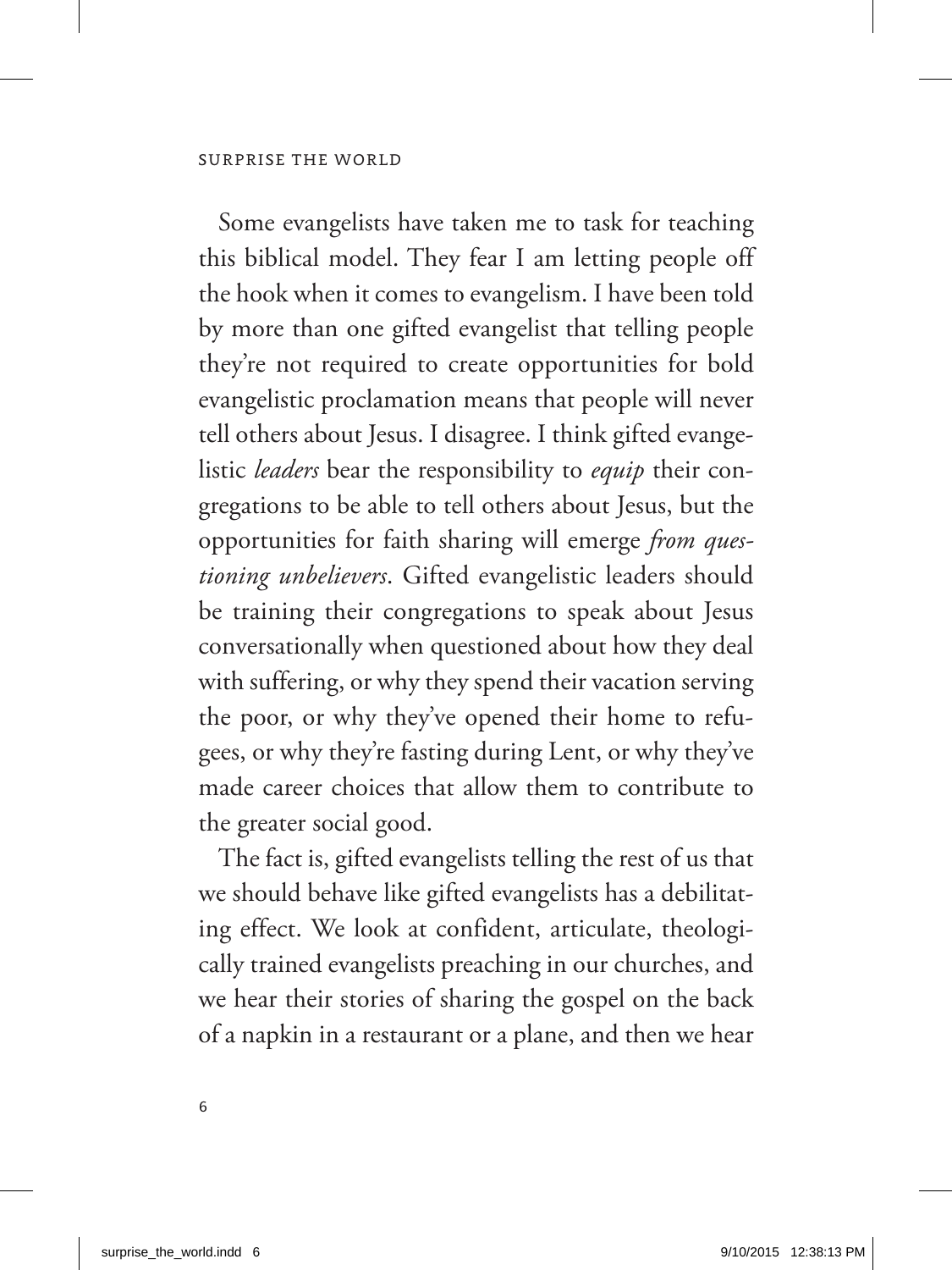Some evangelists have taken me to task for teaching this biblical model. They fear I am letting people off the hook when it comes to evangelism. I have been told by more than one gifted evangelist that telling people they're not required to create opportunities for bold evangelistic proclamation means that people will never tell others about Jesus. I disagree. I think gifted evangelistic *leaders* bear the responsibility to *equip* their congregations to be able to tell others about Jesus, but the opportunities for faith sharing will emerge *from questioning unbelievers*. Gifted evangelistic leaders should be training their congregations to speak about Jesus conversationally when questioned about how they deal with suffering, or why they spend their vacation serving the poor, or why they've opened their home to refugees, or why they're fasting during Lent, or why they've made career choices that allow them to contribute to the greater social good.

The fact is, gifted evangelists telling the rest of us that we should behave like gifted evangelists has a debilitating effect. We look at confident, articulate, theologically trained evangelists preaching in our churches, and we hear their stories of sharing the gospel on the back of a napkin in a restaurant or a plane, and then we hear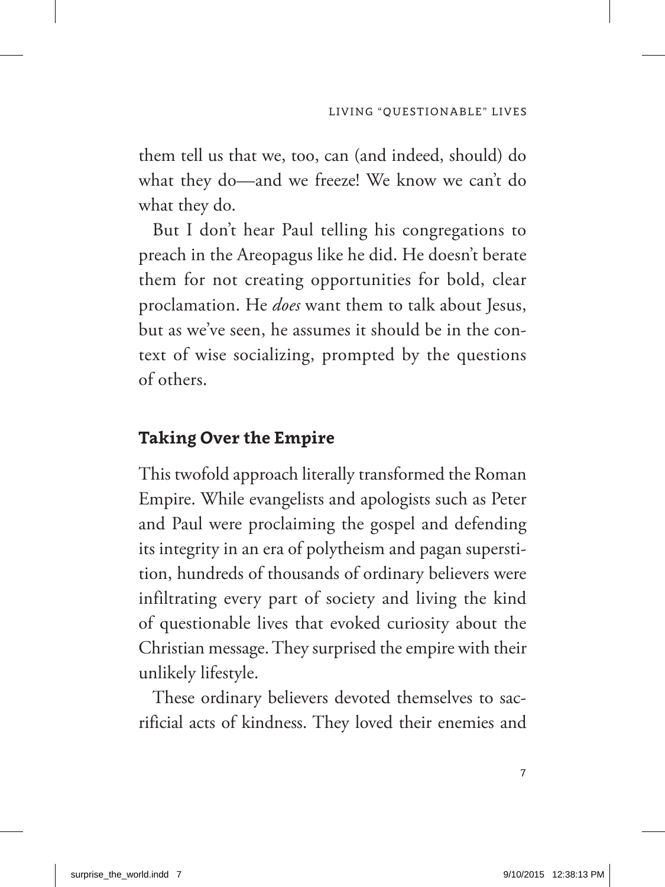them tell us that we, too, can (and indeed, should) do what they do—and we freeze! We know we can't do what they do.

But I don't hear Paul telling his congregations to preach in the Areopagus like he did. He doesn't berate them for not creating opportunities for bold, clear proclamation. He *does* want them to talk about Jesus, but as we've seen, he assumes it should be in the context of wise socializing, prompted by the questions of others.

## Taking Over the Empire

This twofold approach literally transformed the Roman Empire. While evangelists and apologists such as Peter and Paul were proclaiming the gospel and defending its integrity in an era of polytheism and pagan superstition, hundreds of thousands of ordinary believers were infiltrating every part of society and living the kind of questionable lives that evoked curiosity about the Christian message. They surprised the empire with their unlikely lifestyle.

These ordinary believers devoted themselves to sacrificial acts of kindness. They loved their enemies and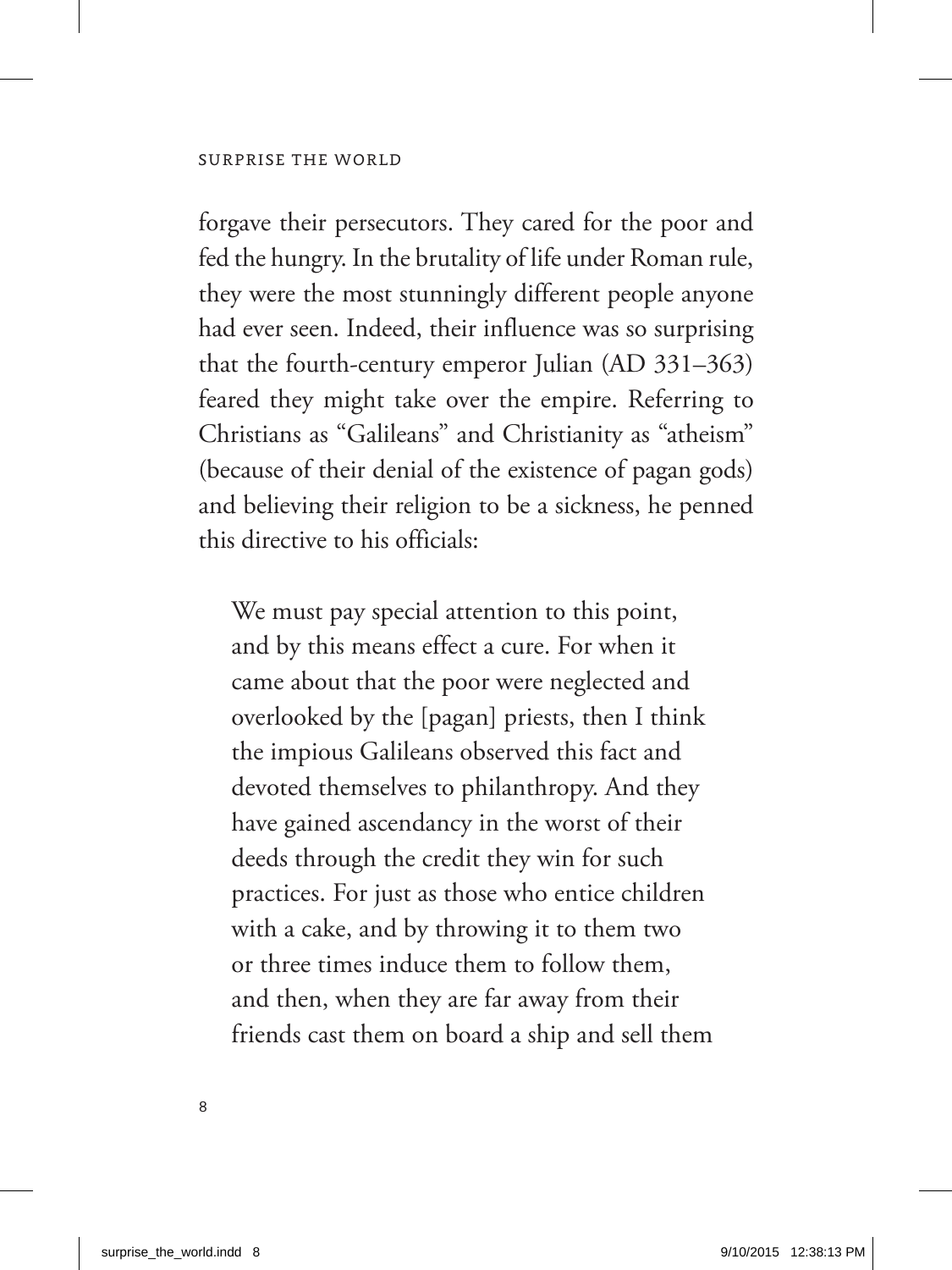forgave their persecutors. They cared for the poor and fed the hungry. In the brutality of life under Roman rule, they were the most stunningly different people anyone had ever seen. Indeed, their influence was so surprising that the fourth-century emperor Julian (AD 331–363) feared they might take over the empire. Referring to Christians as "Galileans" and Christianity as "atheism" (because of their denial of the existence of pagan gods) and believing their religion to be a sickness, he penned this directive to his officials:

> We must pay special attention to this point, and by this means effect a cure. For when it came about that the poor were neglected and overlooked by the [pagan] priests, then I think the impious Galileans observed this fact and devoted themselves to philanthropy. And they have gained ascendancy in the worst of their deeds through the credit they win for such practices. For just as those who entice children with a cake, and by throwing it to them two or three times induce them to follow them, and then, when they are far away from their friends cast them on board a ship and sell them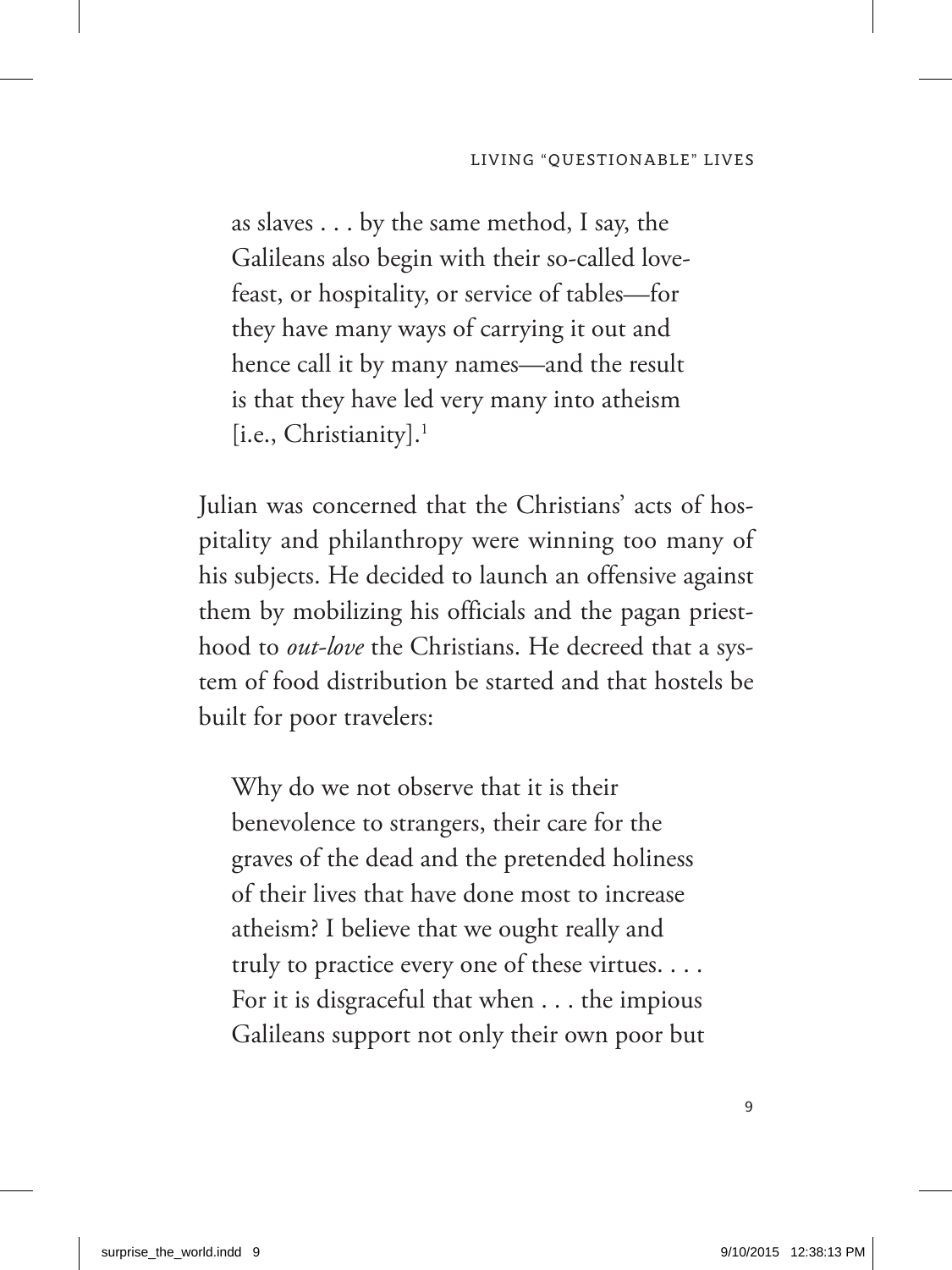> as slaves . . . by the same method, I say, the Galileans also begin with their so-called love-feast, or hospitality, or service of tables—for they have many ways of carrying it out and hence call it by many names—and the result is that they have led very many into atheism [i.e., Christianity].[1]

Julian was concerned that the Christians' acts of hospitality and philanthropy were winning too many of his subjects. He decided to launch an offensive against them by mobilizing his officials and the pagan priesthood to *out-love* the Christians. He decreed that a system of food distribution be started and that hostels be built for poor travelers:

> Why do we not observe that it is their benevolence to strangers, their care for the graves of the dead and the pretended holiness of their lives that have done most to increase atheism? I believe that we ought really and truly to practice every one of these virtues. . . . For it is disgraceful that when . . . the impious Galileans support not only their own poor but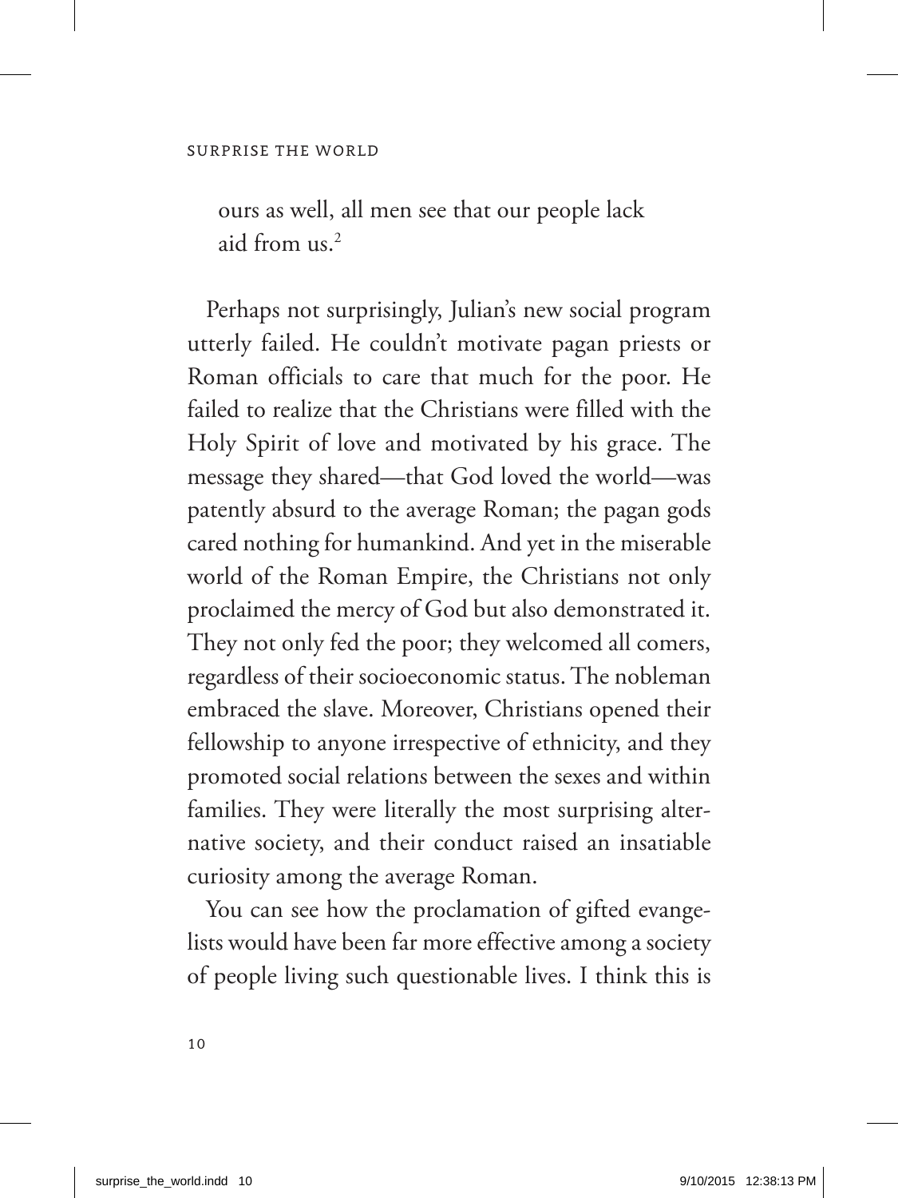ours as well, all men see that our people lack aid from us.[2]

Perhaps not surprisingly, Julian's new social program utterly failed. He couldn't motivate pagan priests or Roman officials to care that much for the poor. He failed to realize that the Christians were filled with the Holy Spirit of love and motivated by his grace. The message they shared—that God loved the world—was patently absurd to the average Roman; the pagan gods cared nothing for humankind. And yet in the miserable world of the Roman Empire, the Christians not only proclaimed the mercy of God but also demonstrated it. They not only fed the poor; they welcomed all comers, regardless of their socioeconomic status. The nobleman embraced the slave. Moreover, Christians opened their fellowship to anyone irrespective of ethnicity, and they promoted social relations between the sexes and within families. They were literally the most surprising alternative society, and their conduct raised an insatiable curiosity among the average Roman.

You can see how the proclamation of gifted evangelists would have been far more effective among a society of people living such questionable lives. I think this is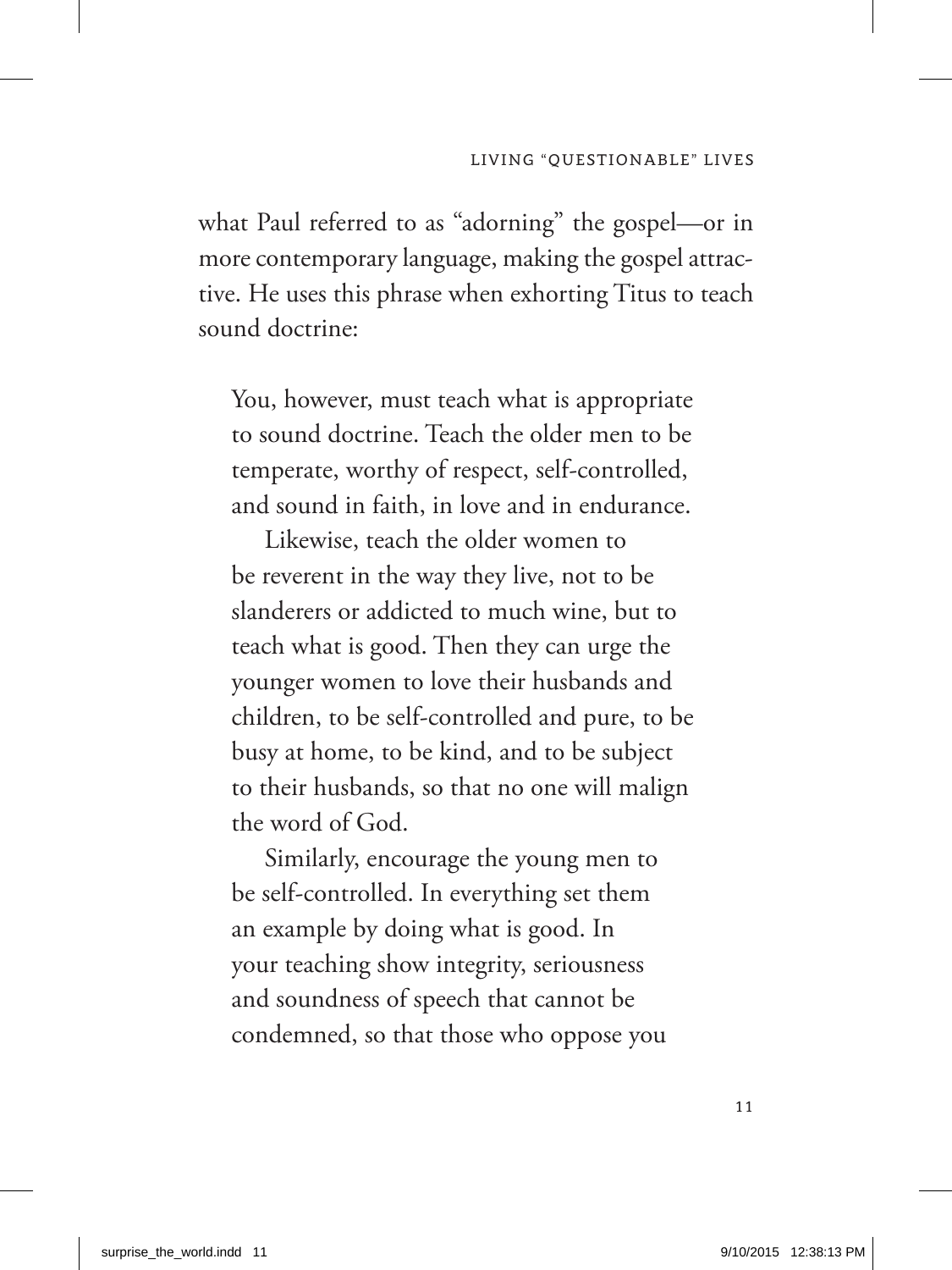what Paul referred to as "adorning" the gospel—or in more contemporary language, making the gospel attractive. He uses this phrase when exhorting Titus to teach sound doctrine:

> You, however, must teach what is appropriate to sound doctrine. Teach the older men to be temperate, worthy of respect, self-controlled, and sound in faith, in love and in endurance.
>
> Likewise, teach the older women to be reverent in the way they live, not to be slanderers or addicted to much wine, but to teach what is good. Then they can urge the younger women to love their husbands and children, to be self-controlled and pure, to be busy at home, to be kind, and to be subject to their husbands, so that no one will malign the word of God.
>
> Similarly, encourage the young men to be self-controlled. In everything set them an example by doing what is good. In your teaching show integrity, seriousness and soundness of speech that cannot be condemned, so that those who oppose you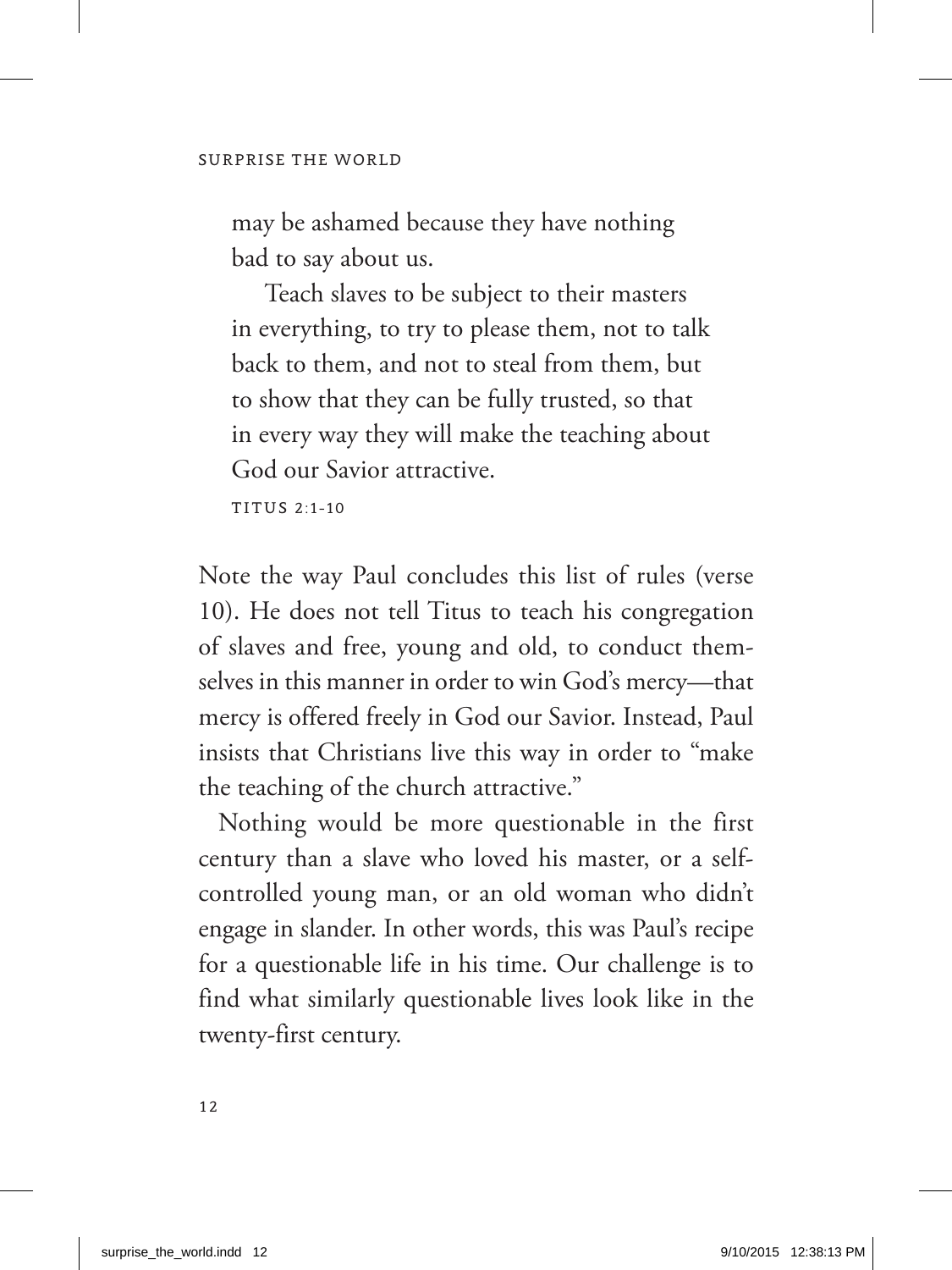> may be ashamed because they have nothing bad to say about us.
>
> Teach slaves to be subject to their masters in everything, to try to please them, not to talk back to them, and not to steal from them, but to show that they can be fully trusted, so that in every way they will make the teaching about God our Savior attractive.
>
> TITUS 2:1-10

Note the way Paul concludes this list of rules (verse 10). He does not tell Titus to teach his congregation of slaves and free, young and old, to conduct themselves in this manner in order to win God's mercy—that mercy is offered freely in God our Savior. Instead, Paul insists that Christians live this way in order to "make the teaching of the church attractive."

Nothing would be more questionable in the first century than a slave who loved his master, or a self-controlled young man, or an old woman who didn't engage in slander. In other words, this was Paul's recipe for a questionable life in his time. Our challenge is to find what similarly questionable lives look like in the twenty-first century.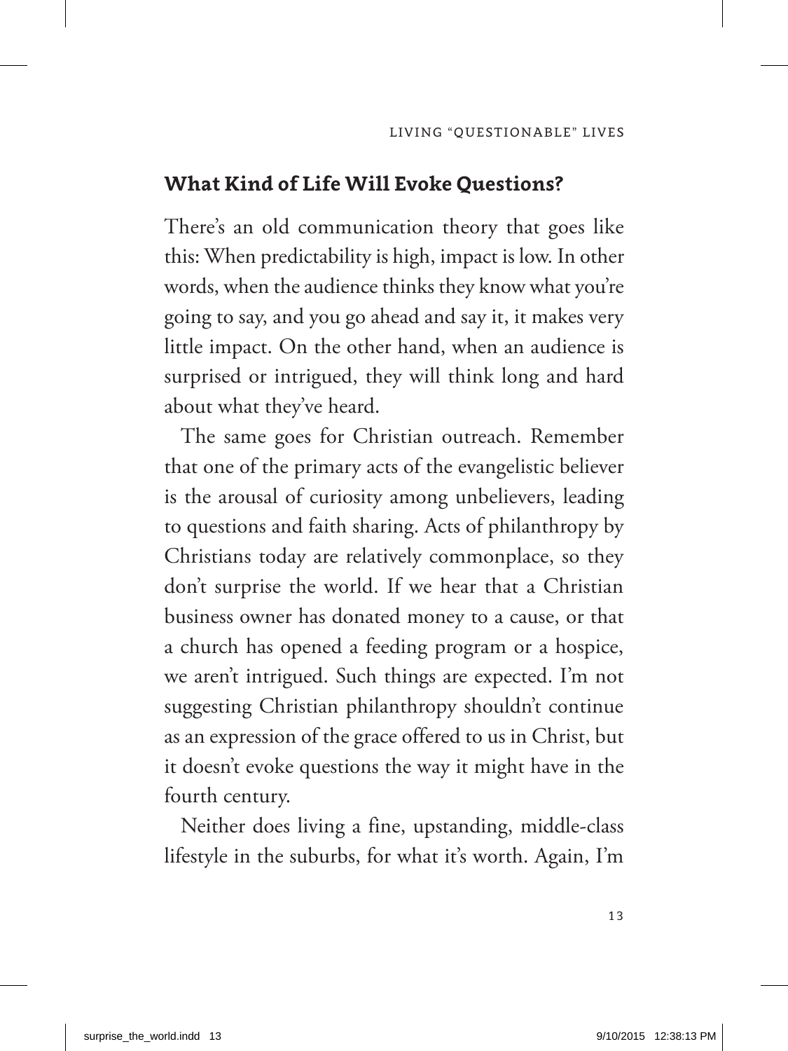## What Kind of Life Will Evoke Questions?

There's an old communication theory that goes like this: When predictability is high, impact is low. In other words, when the audience thinks they know what you're going to say, and you go ahead and say it, it makes very little impact. On the other hand, when an audience is surprised or intrigued, they will think long and hard about what they've heard.

The same goes for Christian outreach. Remember that one of the primary acts of the evangelistic believer is the arousal of curiosity among unbelievers, leading to questions and faith sharing. Acts of philanthropy by Christians today are relatively commonplace, so they don't surprise the world. If we hear that a Christian business owner has donated money to a cause, or that a church has opened a feeding program or a hospice, we aren't intrigued. Such things are expected. I'm not suggesting Christian philanthropy shouldn't continue as an expression of the grace offered to us in Christ, but it doesn't evoke questions the way it might have in the fourth century.

Neither does living a fine, upstanding, middle-class lifestyle in the suburbs, for what it's worth. Again, I'm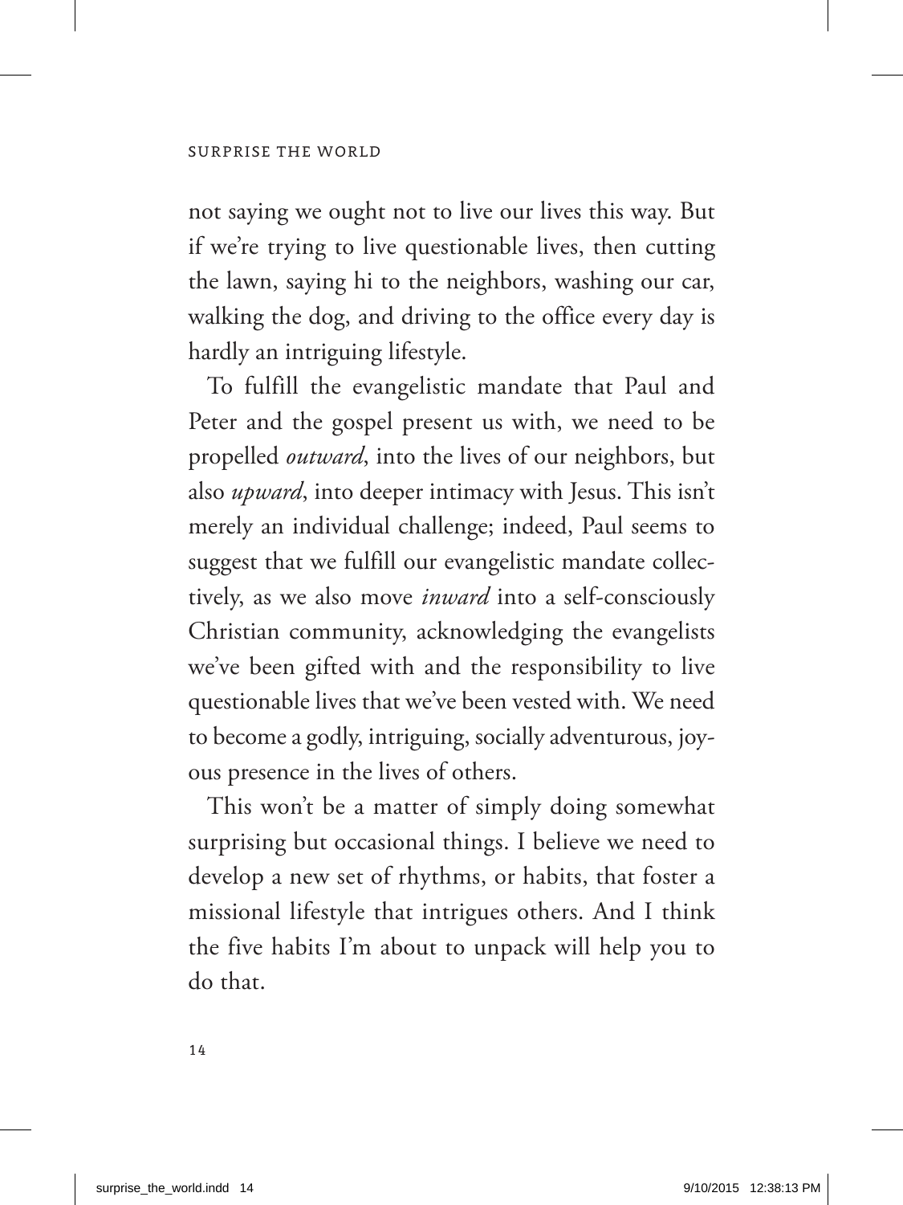not saying we ought not to live our lives this way. But if we're trying to live questionable lives, then cutting the lawn, saying hi to the neighbors, washing our car, walking the dog, and driving to the office every day is hardly an intriguing lifestyle.

To fulfill the evangelistic mandate that Paul and Peter and the gospel present us with, we need to be propelled *outward*, into the lives of our neighbors, but also *upward*, into deeper intimacy with Jesus. This isn't merely an individual challenge; indeed, Paul seems to suggest that we fulfill our evangelistic mandate collectively, as we also move *inward* into a self-consciously Christian community, acknowledging the evangelists we've been gifted with and the responsibility to live questionable lives that we've been vested with. We need to become a godly, intriguing, socially adventurous, joyous presence in the lives of others.

This won't be a matter of simply doing somewhat surprising but occasional things. I believe we need to develop a new set of rhythms, or habits, that foster a missional lifestyle that intrigues others. And I think the five habits I'm about to unpack will help you to do that.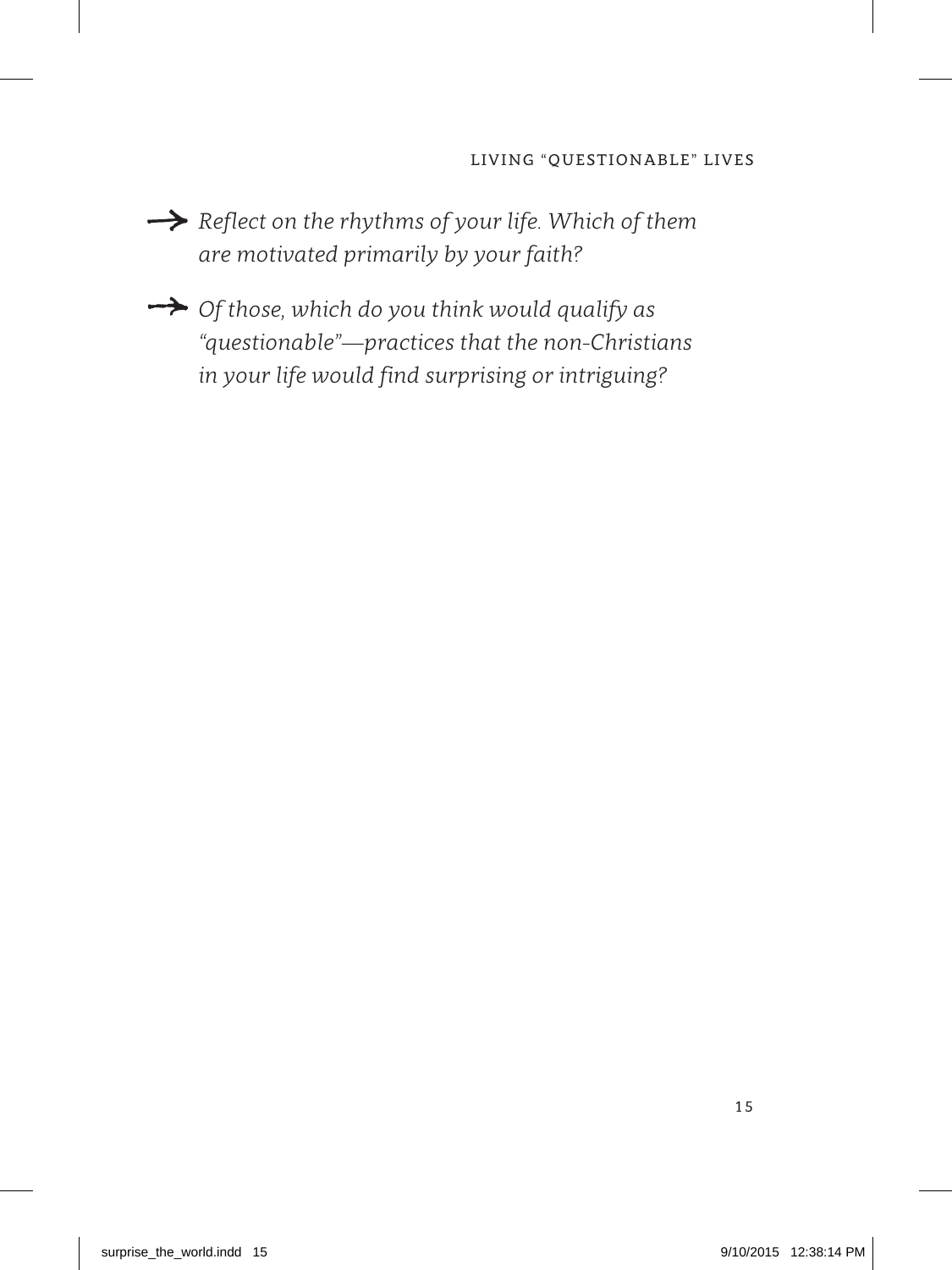→ *Reflect on the rhythms of your life. Which of them are motivated primarily by your faith?*

→ *Of those, which do you think would qualify as "questionable"—practices that the non-Christians in your life would find surprising or intriguing?*